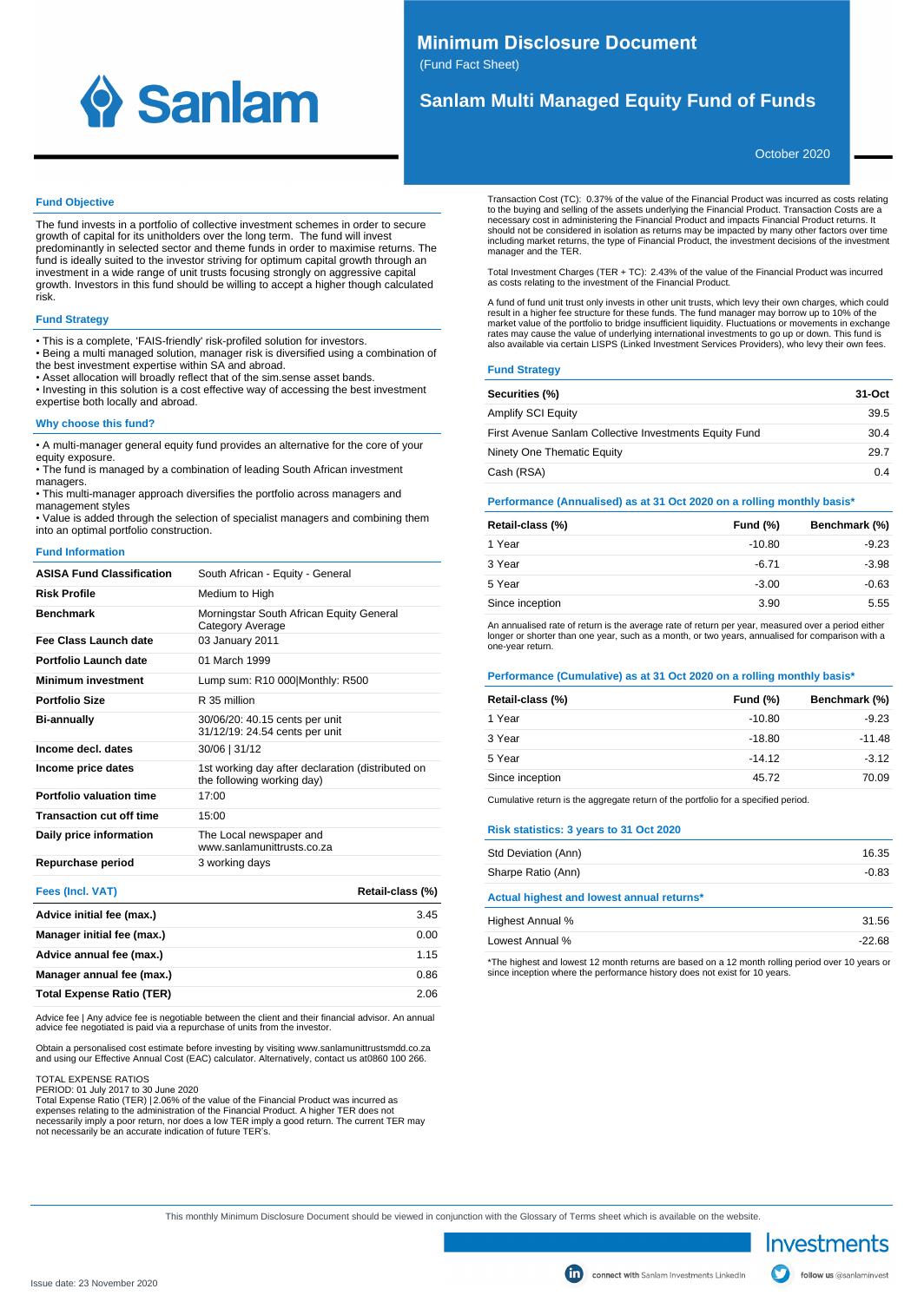# Minimum Disclosure Document

(Fund Fact Sheet)

## Sanlam Multi Managed Equity Fund of Funds

October 2020

### Fund Objective

The fund invests in a portfolio of collective investment schemes in order to secure growth of capital for its unitholders over the long term. The fund will invest predominantly in selected sector and theme funds in order to maximise returns. The fund is ideally suited to the investor striving for optimum capital growth through an investment in a wide range of unit trusts focusing strongly on aggressive capital growth. Investors in this fund should be willing to accept a higher though calculated risk.

### Fund Strategy

• This is a complete, 'FAIS-friendly' risk-profiled solution for investors.
• Being a multi managed solution, manager risk is diversified using a combination of the best investment expertise within SA and abroad.
• Asset allocation will broadly reflect that of the sim.sense asset bands.
• Investing in this solution is a cost effective way of accessing the best investment expertise both locally and abroad.

### Why choose this fund?

• A multi-manager general equity fund provides an alternative for the core of your equity exposure.
• The fund is managed by a combination of leading South African investment managers.
• This multi-manager approach diversifies the portfolio across managers and management styles
• Value is added through the selection of specialist managers and combining them into an optimal portfolio construction.

### Fund Information

| | |
|---|---|
| **ASISA Fund Classification** | South African - Equity - General |
| **Risk Profile** | Medium to High |
| **Benchmark** | Morningstar South African Equity General Category Average |
| **Fee Class Launch date** | 03 January 2011 |
| **Portfolio Launch date** | 01 March 1999 |
| **Minimum investment** | Lump sum: R10 000\|Monthly: R500 |
| **Portfolio Size** | R 35 million |
| **Bi-annually** | 30/06/20: 40.15 cents per unit<br>31/12/19: 24.54 cents per unit |
| **Income decl. dates** | 30/06 \| 31/12 |
| **Income price dates** | 1st working day after declaration (distributed on the following working day) |
| **Portfolio valuation time** | 17:00 |
| **Transaction cut off time** | 15:00 |
| **Daily price information** | The Local newspaper and www.sanlamunittrusts.co.za |
| **Repurchase period** | 3 working days |

### Fees (Incl. VAT)

| Fees (Incl. VAT) | Retail-class (%) |
|---|---|
| **Advice initial fee (max.)** | 3.45 |
| **Manager initial fee (max.)** | 0.00 |
| **Advice annual fee (max.)** | 1.15 |
| **Manager annual fee (max.)** | 0.86 |
| **Total Expense Ratio (TER)** | 2.06 |

Advice fee | Any advice fee is negotiable between the client and their financial advisor. An annual advice fee negotiated is paid via a repurchase of units from the investor.

Obtain a personalised cost estimate before investing by visiting www.sanlamunittrustsmdd.co.za and using our Effective Annual Cost (EAC) calculator. Alternatively, contact us at0860 100 266.

TOTAL EXPENSE RATIOS
PERIOD: 01 July 2017 to 30 June 2020
Total Expense Ratio (TER) | 2.06% of the value of the Financial Product was incurred as expenses relating to the administration of the Financial Product. A higher TER does not necessarily imply a poor return, nor does a low TER imply a good return. The current TER may not necessarily be an accurate indication of future TER's.

Transaction Cost (TC): 0.37% of the value of the Financial Product was incurred as costs relating to the buying and selling of the assets underlying the Financial Product. Transaction Costs are a necessary cost in administering the Financial Product and impacts Financial Product returns. It should not be considered in isolation as returns may be impacted by many other factors over time including market returns, the type of Financial Product, the investment decisions of the investment manager and the TER.

Total Investment Charges (TER + TC): 2.43% of the value of the Financial Product was incurred as costs relating to the investment of the Financial Product.

A fund of fund unit trust only invests in other unit trusts, which levy their own charges, which could result in a higher fee structure for these funds. The fund manager may borrow up to 10% of the market value of the portfolio to bridge insufficient liquidity. Fluctuations or movements in exchange rates may cause the value of underlying international investments to go up or down. This fund is also available via certain LISPS (Linked Investment Services Providers), who levy their own fees.

### Fund Strategy

| Securities (%) | 31-Oct |
|---|---|
| Amplify SCI Equity | 39.5 |
| First Avenue Sanlam Collective Investments Equity Fund | 30.4 |
| Ninety One Thematic Equity | 29.7 |
| Cash (RSA) | 0.4 |

### Performance (Annualised) as at 31 Oct 2020 on a rolling monthly basis*

| Retail-class (%) | Fund (%) | Benchmark (%) |
|---|---|---|
| 1 Year | -10.80 | -9.23 |
| 3 Year | -6.71 | -3.98 |
| 5 Year | -3.00 | -0.63 |
| Since inception | 3.90 | 5.55 |

An annualised rate of return is the average rate of return per year, measured over a period either longer or shorter than one year, such as a month, or two years, annualised for comparison with a one-year return.

### Performance (Cumulative) as at 31 Oct 2020 on a rolling monthly basis*

| Retail-class (%) | Fund (%) | Benchmark (%) |
|---|---|---|
| 1 Year | -10.80 | -9.23 |
| 3 Year | -18.80 | -11.48 |
| 5 Year | -14.12 | -3.12 |
| Since inception | 45.72 | 70.09 |

Cumulative return is the aggregate return of the portfolio for a specified period.

### Risk statistics: 3 years to 31 Oct 2020

| | |
|---|---|
| Std Deviation (Ann) | 16.35 |
| Sharpe Ratio (Ann) | -0.83 |

### Actual highest and lowest annual returns*

| | |
|---|---|
| Highest Annual % | 31.56 |
| Lowest Annual % | -22.68 |

*The highest and lowest 12 month returns are based on a 12 month rolling period over 10 years or since inception where the performance history does not exist for 10 years.

This monthly Minimum Disclosure Document should be viewed in conjunction with the Glossary of Terms sheet which is available on the website.

Issue date: 23 November 2020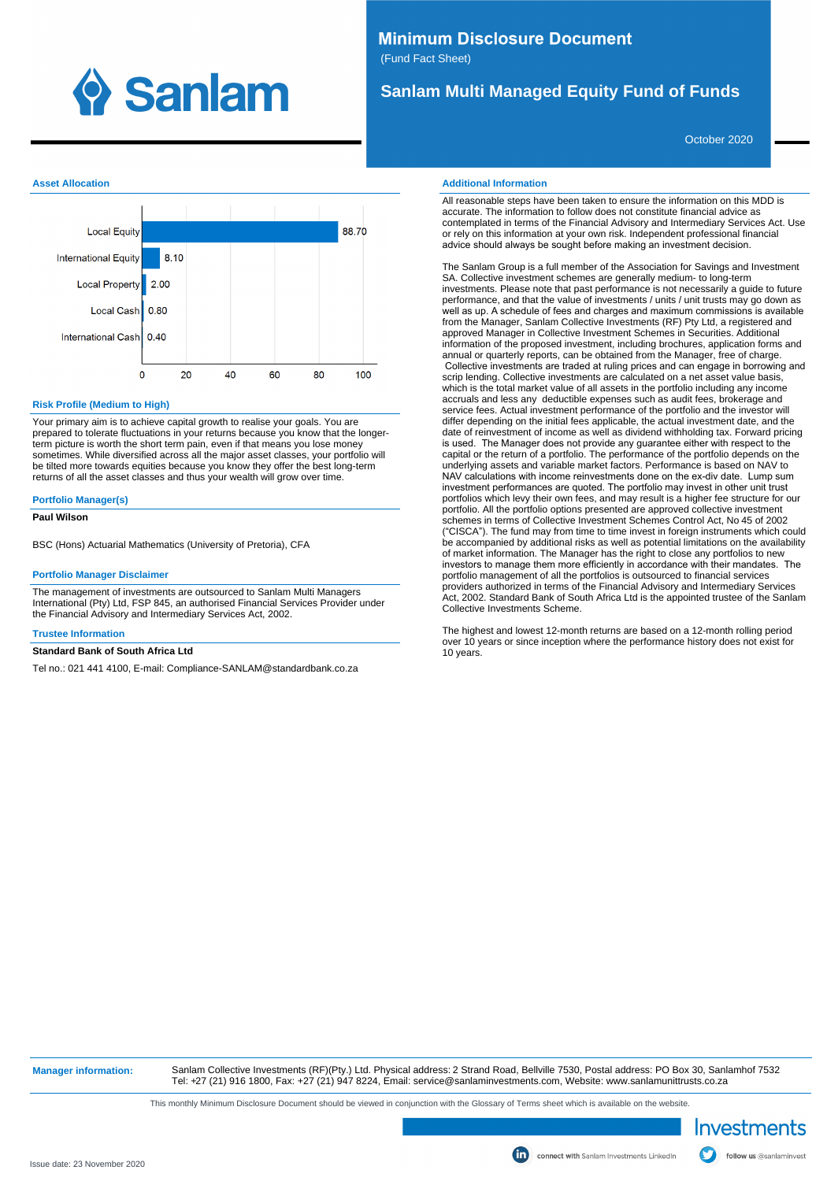# Minimum Disclosure Document

(Fund Fact Sheet)

## Sanlam Multi Managed Equity Fund of Funds

October 2020

### Asset Allocation

Local Equity 88.70
International Equity 8.10
Local Property 2.00
Local Cash 0.80
International Cash 0.40

0 20 40 60 80 100

### Risk Profile (Medium to High)

Your primary aim is to achieve capital growth to realise your goals. You are prepared to tolerate fluctuations in your returns because you know that the longer-term picture is worth the short term pain, even if that means you lose money sometimes. While diversified across all the major asset classes, your portfolio will be tilted more towards equities because you know they offer the best long-term returns of all the asset classes and thus your wealth will grow over time.

### Portfolio Manager(s)

**Paul Wilson**

BSC (Hons) Actuarial Mathematics (University of Pretoria), CFA

### Portfolio Manager Disclaimer

The management of investments are outsourced to Sanlam Multi Managers International (Pty) Ltd, FSP 845, an authorised Financial Services Provider under the Financial Advisory and Intermediary Services Act, 2002.

### Trustee Information

**Standard Bank of South Africa Ltd**

Tel no.: 021 441 4100, E-mail: Compliance-SANLAM@standardbank.co.za

### Additional Information

All reasonable steps have been taken to ensure the information on this MDD is accurate. The information to follow does not constitute financial advice as contemplated in terms of the Financial Advisory and Intermediary Services Act. Use or rely on this information at your own risk. Independent professional financial advice should always be sought before making an investment decision.

The Sanlam Group is a full member of the Association for Savings and Investment SA. Collective investment schemes are generally medium- to long-term investments. Please note that past performance is not necessarily a guide to future performance, and that the value of investments / units / unit trusts may go down as well as up. A schedule of fees and charges and maximum commissions is available from the Manager, Sanlam Collective Investments (RF) Pty Ltd, a registered and approved Manager in Collective Investment Schemes in Securities. Additional information of the proposed investment, including brochures, application forms and annual or quarterly reports, can be obtained from the Manager, free of charge. Collective investments are traded at ruling prices and can engage in borrowing and scrip lending. Collective investments are calculated on a net asset value basis, which is the total market value of all assets in the portfolio including any income accruals and less any deductible expenses such as audit fees, brokerage and service fees. Actual investment performance of the portfolio and the investor will differ depending on the initial fees applicable, the actual investment date, and the date of reinvestment of income as well as dividend withholding tax. Forward pricing is used. The Manager does not provide any guarantee either with respect to the capital or the return of a portfolio. The performance of the portfolio depends on the underlying assets and variable market factors. Performance is based on NAV to NAV calculations with income reinvestments done on the ex-div date. Lump sum investment performances are quoted. The portfolio may invest in other unit trust portfolios which levy their own fees, and may result is a higher fee structure for our portfolio. All the portfolio options presented are approved collective investment schemes in terms of Collective Investment Schemes Control Act, No 45 of 2002 ("CISCA"). The fund may from time to time invest in foreign instruments which could be accompanied by additional risks as well as potential limitations on the availability of market information. The Manager has the right to close any portfolios to new investors to manage them more efficiently in accordance with their mandates. The portfolio management of all the portfolios is outsourced to financial services providers authorized in terms of the Financial Advisory and Intermediary Services Act, 2002. Standard Bank of South Africa Ltd is the appointed trustee of the Sanlam Collective Investments Scheme.

The highest and lowest 12-month returns are based on a 12-month rolling period over 10 years or since inception where the performance history does not exist for 10 years.

**Manager information:** Sanlam Collective Investments (RF)(Pty.) Ltd. Physical address: 2 Strand Road, Bellville 7530, Postal address: PO Box 30, Sanlamhof 7532 Tel: +27 (21) 916 1800, Fax: +27 (21) 947 8224, Email: service@sanlaminvestments.com, Website: www.sanlamunittrusts.co.za

This monthly Minimum Disclosure Document should be viewed in conjunction with the Glossary of Terms sheet which is available on the website.

Investments

connect with Sanlam Investments LinkedIn    follow us @sanlaminvest

Issue date: 23 November 2020